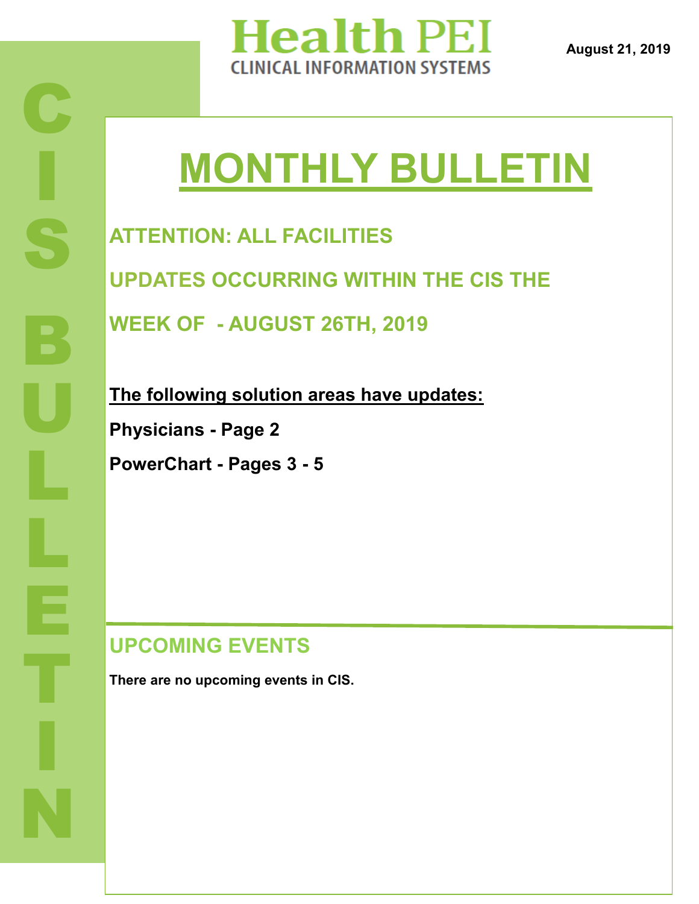# Health PEI

CLINICAL INFORMATION SYSTEMS

**August 21, 2019**

CIS BULLETIN

# MONTHLY BULLETIN

## ATTENTION: ALL FACILITIES

## UPDATES OCCURRING WITHIN THE CIS THE WEEK OF - AUGUST 26TH, 2019

**The following solution areas have updates:**

**Physicians - Page 2**

**PowerChart - Pages 3 - 5**

## UPCOMING EVENTS

**There are no upcoming events in CIS.**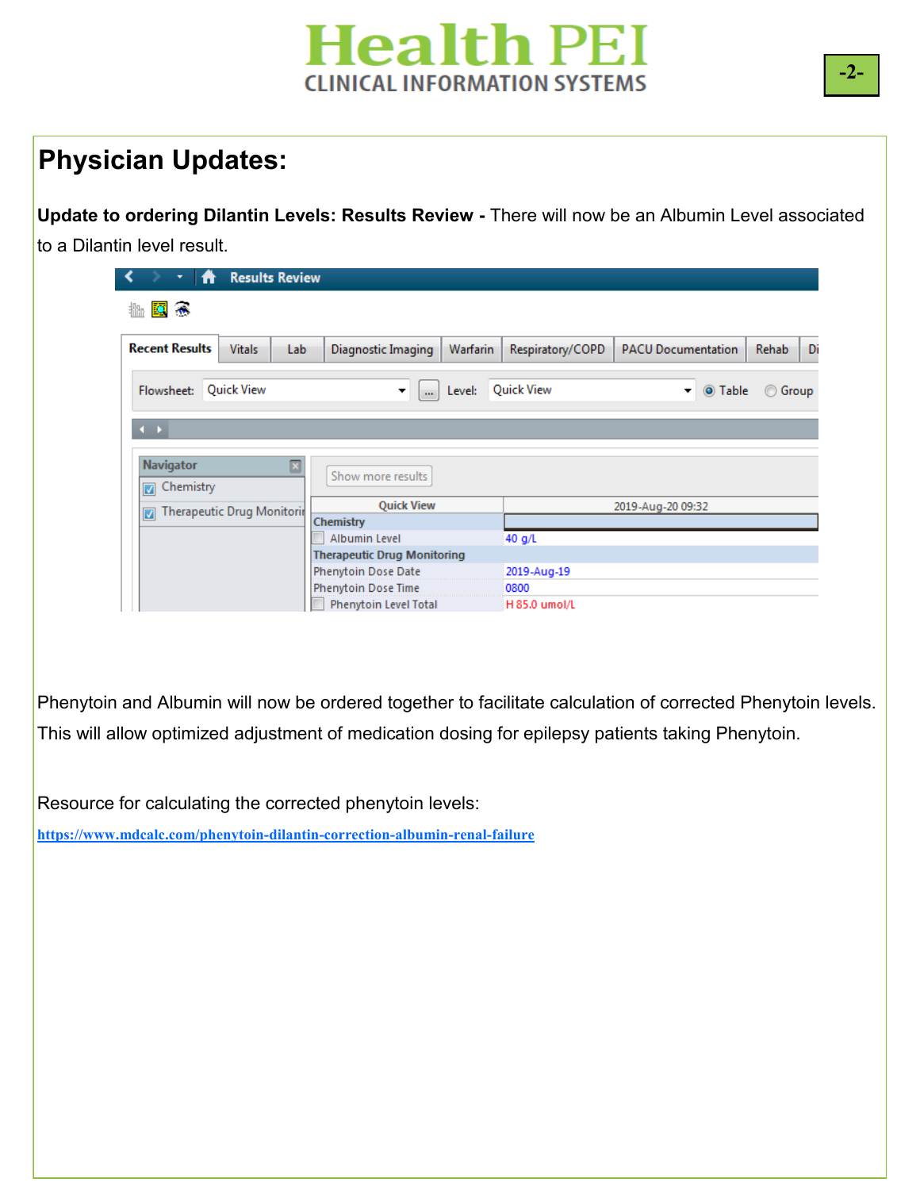# Physician Updates:

**Update to ordering Dilantin Levels: Results Review -** There will now be an Albumin Level associated to a Dilantin level result.

| Quick View | 2019-Aug-20 09:32 |
|---|---|
| **Chemistry** | |
| Albumin Level | 40 g/L |
| **Therapeutic Drug Monitoring** | |
| Phenytoin Dose Date | 2019-Aug-19 |
| Phenytoin Dose Time | 0800 |
| Phenytoin Level Total | H 85.0 umol/L |

Phenytoin and Albumin will now be ordered together to facilitate calculation of corrected Phenytoin levels. This will allow optimized adjustment of medication dosing for epilepsy patients taking Phenytoin.

Resource for calculating the corrected phenytoin levels:

https://www.mdcalc.com/phenytoin-dilantin-correction-albumin-renal-failure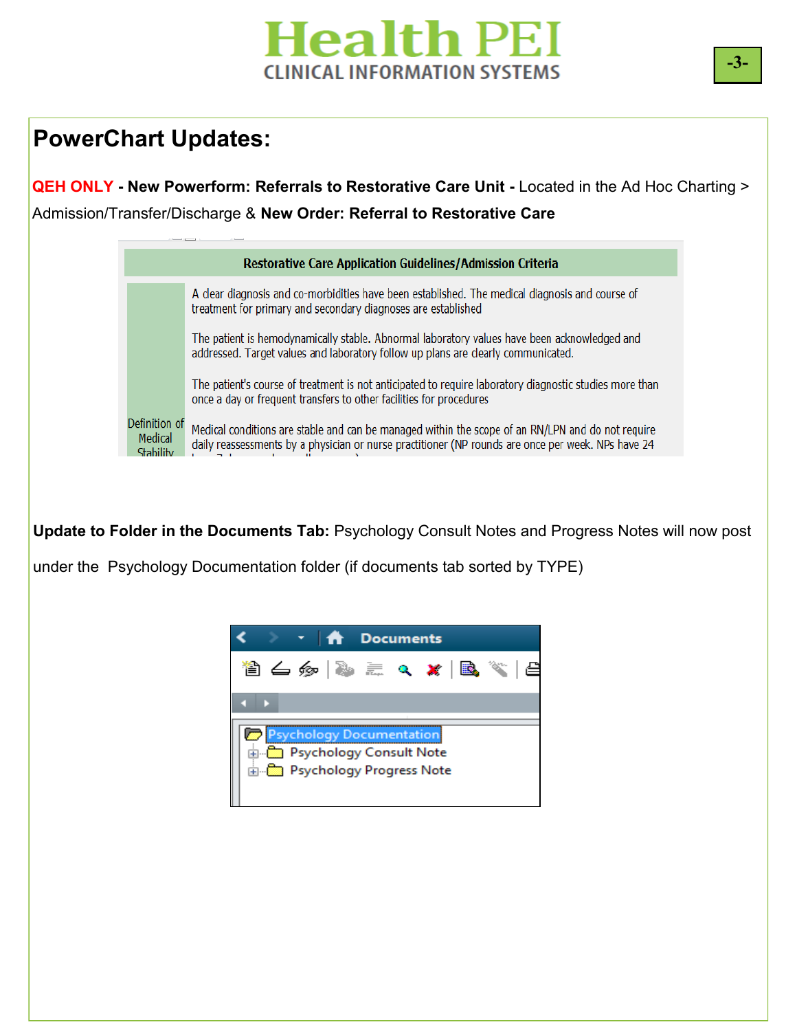# PowerChart Updates:

**QEH ONLY - New Powerform: Referrals to Restorative Care Unit -** Located in the Ad Hoc Charting > Admission/Transfer/Discharge & **New Order: Referral to Restorative Care**

| Restorative Care Application Guidelines/Admission Criteria | |
|---|---|
| Definition of Medical Stability | A clear diagnosis and co-morbidities have been established. The medical diagnosis and course of treatment for primary and secondary diagnoses are established |
| | The patient is hemodynamically stable. Abnormal laboratory values have been acknowledged and addressed. Target values and laboratory follow up plans are clearly communicated. |
| | The patient's course of treatment is not anticipated to require laboratory diagnostic studies more than once a day or frequent transfers to other facilities for procedures |
| | Medical conditions are stable and can be managed within the scope of an RN/LPN and do not require daily reassessments by a physician or nurse practitioner (NP rounds are once per week. NPs have 24 |

**Update to Folder in the Documents Tab:** Psychology Consult Notes and Progress Notes will now post under the Psychology Documentation folder (if documents tab sorted by TYPE)

Documents

- Psychology Documentation
  - Psychology Consult Note
  - Psychology Progress Note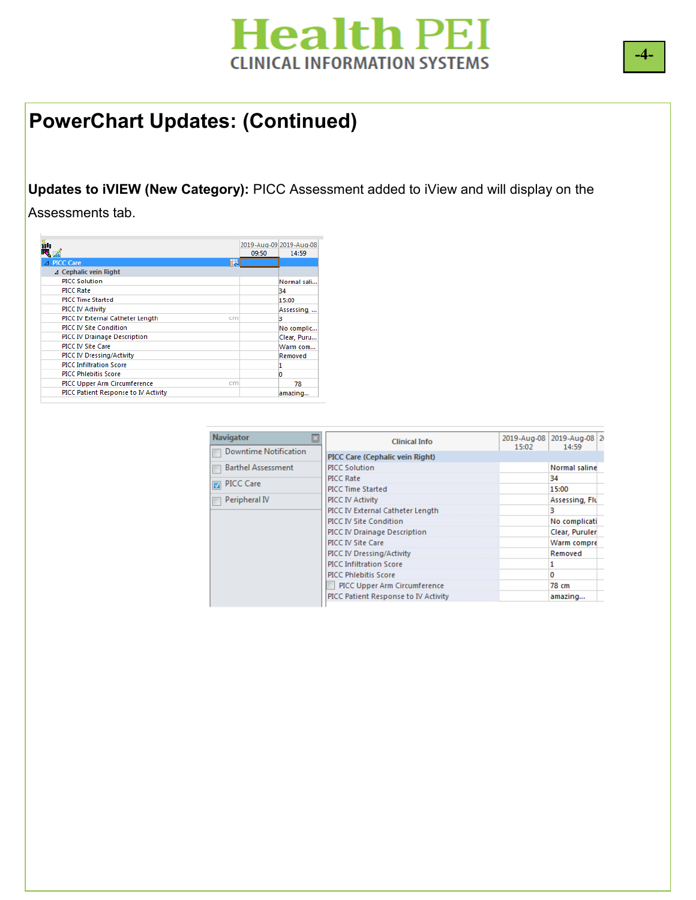## PowerChart Updates: (Continued)

**Updates to iVIEW (New Category):** PICC Assessment added to iView and will display on the Assessments tab.

| | 2019-Aug-09 09:50 | 2019-Aug-08 14:59 |
|---|---|---|
| PICC Care | | |
| Cephalic vein Right | | |
| PICC Solution | | Normal sali... |
| PICC Rate | | 34 |
| PICC Time Started | | 15:00 |
| PICC IV Activity | | Assessing, ... |
| PICC IV External Catheter Length (cm) | | 3 |
| PICC IV Site Condition | | No complic... |
| PICC IV Drainage Description | | Clear, Puru... |
| PICC IV Site Care | | Warm com... |
| PICC IV Dressing/Activity | | Removed |
| PICC Infiltration Score | | 1 |
| PICC Phlebitis Score | | 0 |
| PICC Upper Arm Circumference (cm) | | 78 |
| PICC Patient Response to IV Activity | | amazing... |

Navigator:
- Downtime Notification
- Barthel Assessment
- PICC Care
- Peripheral IV

| Clinical Info | 2019-Aug-08 15:02 | 2019-Aug-08 14:59 |
|---|---|---|
| PICC Care (Cephalic vein Right) | | |
| PICC Solution | | Normal saline |
| PICC Rate | | 34 |
| PICC Time Started | | 15:00 |
| PICC IV Activity | | Assessing, Flu |
| PICC IV External Catheter Length | | 3 |
| PICC IV Site Condition | | No complicati |
| PICC IV Drainage Description | | Clear, Puruler |
| PICC IV Site Care | | Warm compre |
| PICC IV Dressing/Activity | | Removed |
| PICC Infiltration Score | | 1 |
| PICC Phlebitis Score | | 0 |
| PICC Upper Arm Circumference | | 78 cm |
| PICC Patient Response to IV Activity | | amazing... |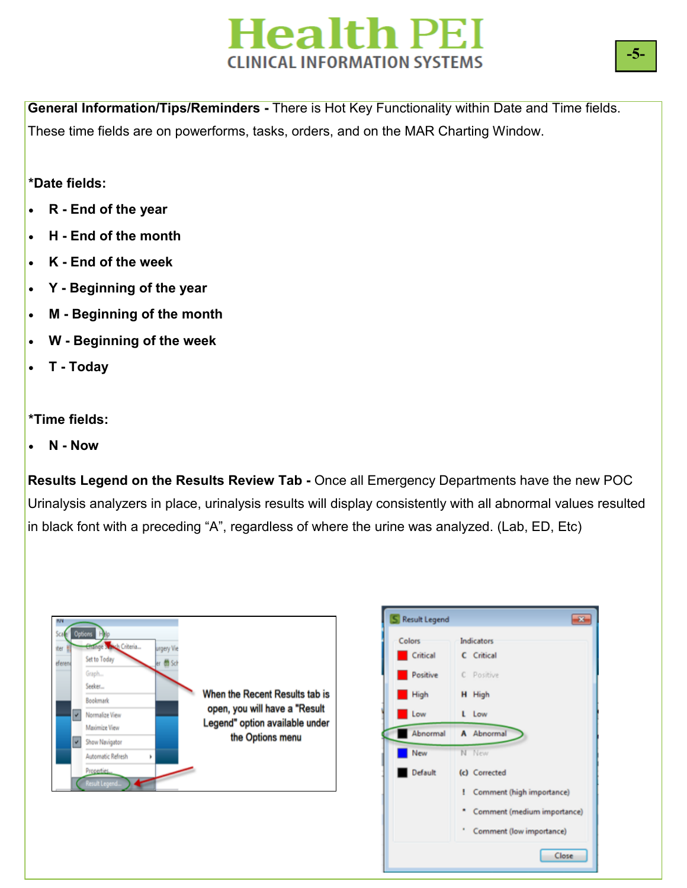**General Information/Tips/Reminders -** There is Hot Key Functionality within Date and Time fields. These time fields are on powerforms, tasks, orders, and on the MAR Charting Window.

**\*Date fields:**

- **R - End of the year**
- **H - End of the month**
- **K - End of the week**
- **Y - Beginning of the year**
- **M - Beginning of the month**
- **W - Beginning of the week**
- **T - Today**

**\*Time fields:**

- **N - Now**

**Results Legend on the Results Review Tab -** Once all Emergency Departments have the new POC Urinalysis analyzers in place, urinalysis results will display consistently with all abnormal values resulted in black font with a preceding "A", regardless of where the urine was analyzed. (Lab, ED, Etc)

When the Recent Results tab is open, you will have a "Result Legend" option available under the Options menu